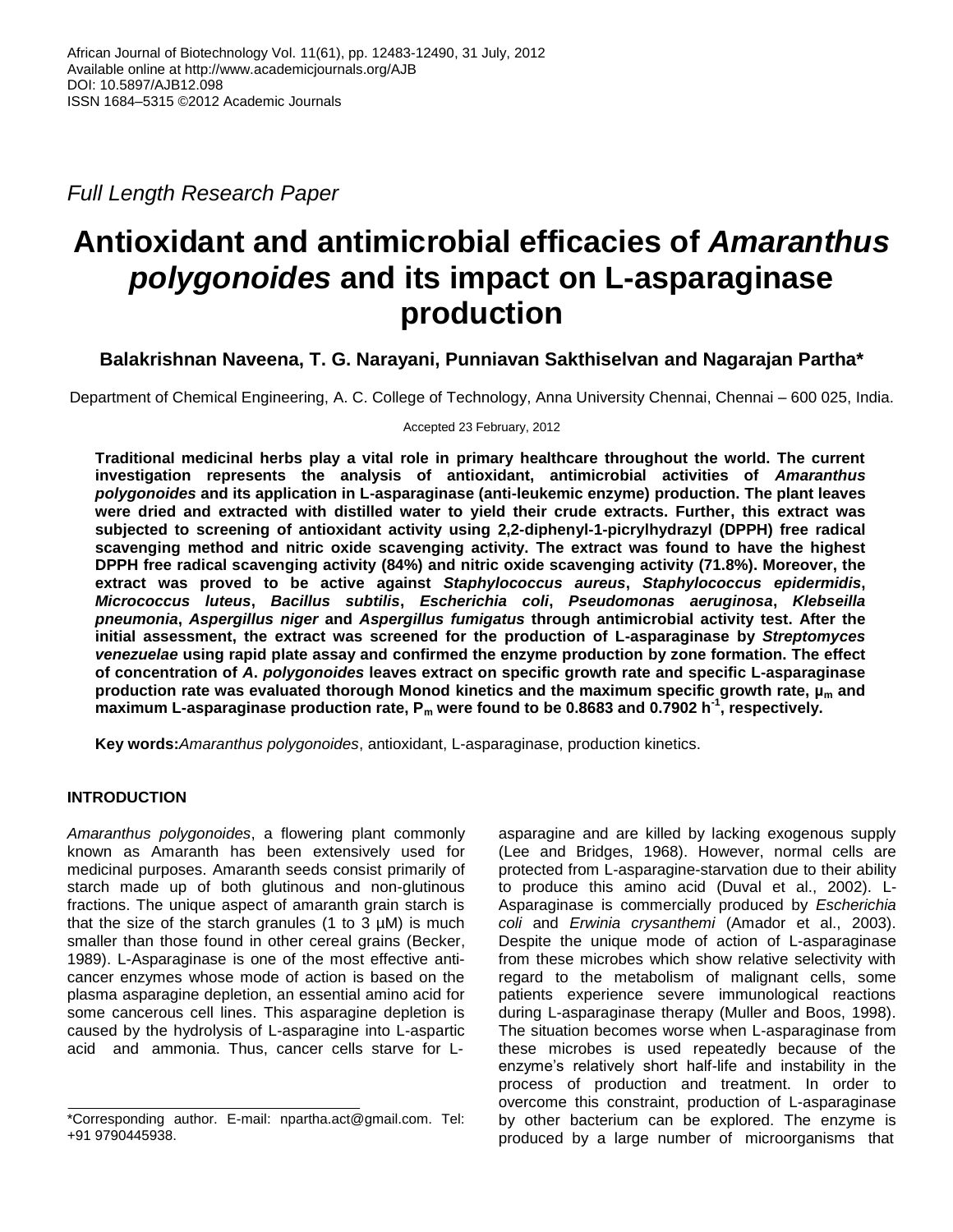*Full Length Research Paper*

# Antioxidant and antimicrobial efficacies of *Amaranthus polygonoides* and its impact on L-asparaginase production

**Balakrishnan Naveena, T. G. Narayani, Punniavan Sakthiselvan and Nagarajan Partha***

Department of Chemical Engineering, A. C. College of Technology, Anna University Chennai, Chennai – 600 025, India.

Accepted 23 February, 2012

**Traditional medicinal herbs play a vital role in primary healthcare throughout the world. The current investigation represents the analysis of antioxidant, antimicrobial activities of *Amaranthus polygonoides* and its application in L-asparaginase (anti-leukemic enzyme) production. The plant leaves were dried and extracted with distilled water to yield their crude extracts. Further, this extract was subjected to screening of antioxidant activity using 2,2-diphenyl-1-picrylhydrazyl (DPPH) free radical scavenging method and nitric oxide scavenging activity. The extract was found to have the highest DPPH free radical scavenging activity (84%) and nitric oxide scavenging activity (71.8%). Moreover, the extract was proved to be active against *Staphylococcus aureus*, *Staphylococcus epidermidis*, *Micrococcus luteus*, *Bacillus subtilis*, *Escherichia coli*, *Pseudomonas aeruginosa*, *Klebseilla pneumonia*, *Aspergillus niger* and *Aspergillus fumigatus* through antimicrobial activity test. After the initial assessment, the extract was screened for the production of L-asparaginase by *Streptomyces venezuelae* using rapid plate assay and confirmed the enzyme production by zone formation. The effect of concentration of *A. polygonoides* leaves extract on specific growth rate and specific L-asparaginase production rate was evaluated thorough Monod kinetics and the maximum specific growth rate, $\mu_m$ and maximum L-asparaginase production rate, $P_m$ were found to be 0.8683 and 0.7902 $h^{-1}$, respectively.**

**Key words:** *Amaranthus polygonoides*, antioxidant, L-asparaginase, production kinetics.

## INTRODUCTION

*Amaranthus polygonoides*, a flowering plant commonly known as Amaranth has been extensively used for medicinal purposes. Amaranth seeds consist primarily of starch made up of both glutinous and non-glutinous fractions. The unique aspect of amaranth grain starch is that the size of the starch granules (1 to 3 µM) is much smaller than those found in other cereal grains (Becker, 1989). L-Asparaginase is one of the most effective anti-cancer enzymes whose mode of action is based on the plasma asparagine depletion, an essential amino acid for some cancerous cell lines. This asparagine depletion is caused by the hydrolysis of L-asparagine into L-aspartic acid and ammonia. Thus, cancer cells starve for L-asparagine and are killed by lacking exogenous supply (Lee and Bridges, 1968). However, normal cells are protected from L-asparagine-starvation due to their ability to produce this amino acid (Duval et al., 2002). L-Asparaginase is commercially produced by *Escherichia coli* and *Erwinia crysanthemi* (Amador et al., 2003). Despite the unique mode of action of L-asparaginase from these microbes which show relative selectivity with regard to the metabolism of malignant cells, some patients experience severe immunological reactions during L-asparaginase therapy (Muller and Boos, 1998). The situation becomes worse when L-asparaginase from these microbes is used repeatedly because of the enzyme's relatively short half-life and instability in the process of production and treatment. In order to overcome this constraint, production of L-asparaginase by other bacterium can be explored. The enzyme is produced by a large number of microorganisms that

*Corresponding author. E-mail: npartha.act@gmail.com. Tel: +91 9790445938.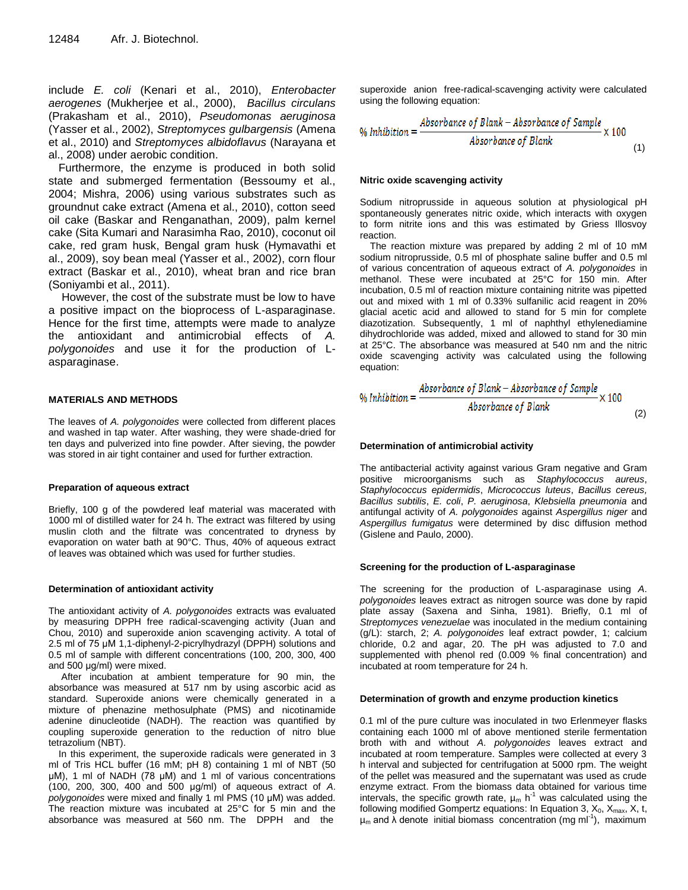include *E. coli* (Kenari et al., 2010), *Enterobacter aerogenes* (Mukherjee et al., 2000), *Bacillus circulans* (Prakasham et al., 2010), *Pseudomonas aeruginosa* (Yasser et al., 2002), *Streptomyces gulbargensis* (Amena et al., 2010) and *Streptomyces albidoflavus* (Narayana et al., 2008) under aerobic condition.

Furthermore, the enzyme is produced in both solid state and submerged fermentation (Bessoumy et al., 2004; Mishra, 2006) using various substrates such as groundnut cake extract (Amena et al., 2010), cotton seed oil cake (Baskar and Renganathan, 2009), palm kernel cake (Sita Kumari and Narasimha Rao, 2010), coconut oil cake, red gram husk, Bengal gram husk (Hymavathi et al., 2009), soy bean meal (Yasser et al., 2002), corn flour extract (Baskar et al., 2010), wheat bran and rice bran (Soniyambi et al., 2011).

However, the cost of the substrate must be low to have a positive impact on the bioprocess of L-asparaginase. Hence for the first time, attempts were made to analyze the antioxidant and antimicrobial effects of *A. polygonoides* and use it for the production of L-asparaginase.

## MATERIALS AND METHODS

The leaves of *A. polygonoides* were collected from different places and washed in tap water. After washing, they were shade-dried for ten days and pulverized into fine powder. After sieving, the powder was stored in air tight container and used for further extraction.

### Preparation of aqueous extract

Briefly, 100 g of the powdered leaf material was macerated with 1000 ml of distilled water for 24 h. The extract was filtered by using muslin cloth and the filtrate was concentrated to dryness by evaporation on water bath at 90°C. Thus, 40% of aqueous extract of leaves was obtained which was used for further studies.

### Determination of antioxidant activity

The antioxidant activity of *A. polygonoides* extracts was evaluated by measuring DPPH free radical-scavenging activity (Juan and Chou, 2010) and superoxide anion scavenging activity. A total of 2.5 ml of 75 µM 1,1-diphenyl-2-picrylhydrazyl (DPPH) solutions and 0.5 ml of sample with different concentrations (100, 200, 300, 400 and 500 µg/ml) were mixed.

After incubation at ambient temperature for 90 min, the absorbance was measured at 517 nm by using ascorbic acid as standard. Superoxide anions were chemically generated in a mixture of phenazine methosulphate (PMS) and nicotinamide adenine dinucleotide (NADH). The reaction was quantified by coupling superoxide generation to the reduction of nitro blue tetrazolium (NBT).

In this experiment, the superoxide radicals were generated in 3 ml of Tris HCL buffer (16 mM; pH 8) containing 1 ml of NBT (50 µM), 1 ml of NADH (78 µM) and 1 ml of various concentrations (100, 200, 300, 400 and 500 µg/ml) of aqueous extract of *A. polygonoides* were mixed and finally 1 ml PMS (10 µM) was added. The reaction mixture was incubated at 25°C for 5 min and the absorbance was measured at 560 nm. The DPPH and the superoxide anion free-radical-scavenging activity were calculated using the following equation:

$$\% \, Inhibition = \frac{Absorbance \ of \ Blank - Absorbance \ of \ Sample}{Absorbance \ of \ Blank} \times 100 \quad (1)$$

### Nitric oxide scavenging activity

Sodium nitroprusside in aqueous solution at physiological pH spontaneously generates nitric oxide, which interacts with oxygen to form nitrite ions and this was estimated by Griess Illosvoy reaction.

The reaction mixture was prepared by adding 2 ml of 10 mM sodium nitroprusside, 0.5 ml of phosphate saline buffer and 0.5 ml of various concentration of aqueous extract of *A. polygonoides* in methanol. These were incubated at 25°C for 150 min. After incubation, 0.5 ml of reaction mixture containing nitrite was pipetted out and mixed with 1 ml of 0.33% sulfanilic acid reagent in 20% glacial acetic acid and allowed to stand for 5 min for complete diazotization. Subsequently, 1 ml of naphthyl ethylenediamine dihydrochloride was added, mixed and allowed to stand for 30 min at 25°C. The absorbance was measured at 540 nm and the nitric oxide scavenging activity was calculated using the following equation:

$$\% \, Inhibition = \frac{Absorbance \ of \ Blank - Absorbance \ of \ Sample}{Absorbance \ of \ Blank} \times 100 \quad (2)$$

### Determination of antimicrobial activity

The antibacterial activity against various Gram negative and Gram positive microorganisms such as *Staphylococcus aureus*, *Staphylococcus epidermidis*, *Micrococcus luteus*, *Bacillus cereus, Bacillus subtilis*, *E. coli*, *P. aeruginosa*, *Klebsiella pneumonia* and antifungal activity of *A. polygonoides* against *Aspergillus niger* and *Aspergillus fumigatus* were determined by disc diffusion method (Gislene and Paulo, 2000).

### Screening for the production of L-asparaginase

The screening for the production of L-asparaginase using *A. polygonoides* leaves extract as nitrogen source was done by rapid plate assay (Saxena and Sinha, 1981). Briefly, 0.1 ml of *Streptomyces venezuelae* was inoculated in the medium containing (g/L): starch, 2; *A. polygonoides* leaf extract powder, 1; calcium chloride, 0.2 and agar, 20. The pH was adjusted to 7.0 and supplemented with phenol red (0.009 % final concentration) and incubated at room temperature for 24 h.

### Determination of growth and enzyme production kinetics

0.1 ml of the pure culture was inoculated in two Erlenmeyer flasks containing each 1000 ml of above mentioned sterile fermentation broth with and without *A. polygonoides* leaves extract and incubated at room temperature. Samples were collected at every 3 h interval and subjected for centrifugation at 5000 rpm. The weight of the pellet was measured and the supernatant was used as crude enzyme extract. From the biomass data obtained for various time intervals, the specific growth rate, $\mu_m$ $h^{-1}$ was calculated using the following modified Gompertz equations: In Equation 3, $X_0$, $X_{max}$, X, t, $\mu_m$ and $\lambda$ denote initial biomass concentration (mg $ml^{-1}$), maximum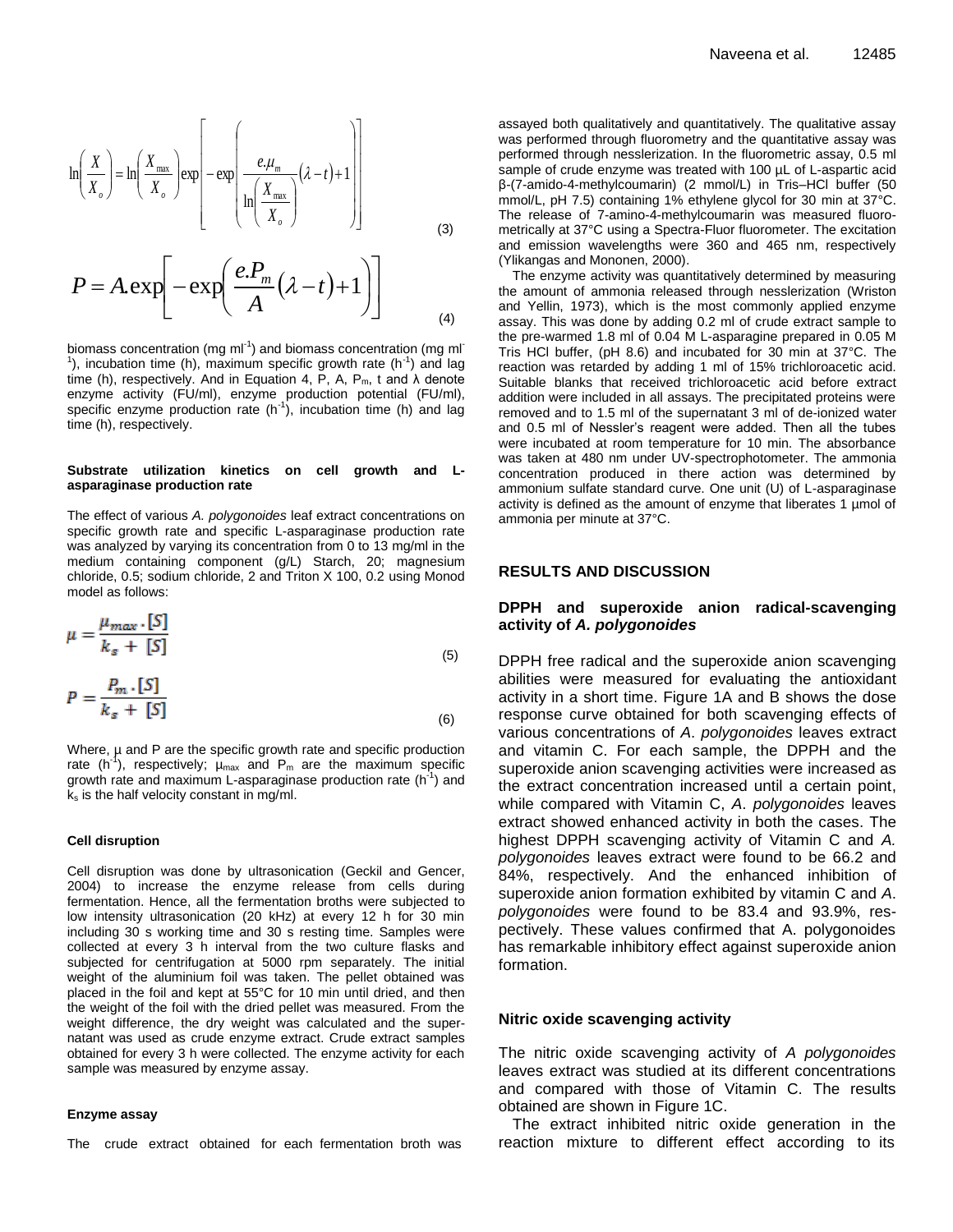$$\ln\left(\frac{X}{X_o}\right) = \ln\left(\frac{X_{max}}{X_o}\right)\exp\left[-\exp\left(\frac{e.\mu_m}{\ln\left(\frac{X_{max}}{X_o}\right)}(\lambda - t)+1\right)\right] \quad (3)$$

$$P = A.\exp\left[-\exp\left(\frac{e.P_m}{A}(\lambda - t)+1\right)\right] \quad (4)$$

biomass concentration (mg ml$^{-1}$) and biomass concentration (mg ml$^{-1}$), incubation time (h), maximum specific growth rate (h$^{-1}$) and lag time (h), respectively. And in Equation 4, P, A, $P_m$, t and λ denote enzyme activity (FU/ml), enzyme production potential (FU/ml), specific enzyme production rate (h$^{-1}$), incubation time (h) and lag time (h), respectively.

#### Substrate utilization kinetics on cell growth and L-asparaginase production rate

The effect of various *A. polygonoides* leaf extract concentrations on specific growth rate and specific L-asparaginase production rate was analyzed by varying its concentration from 0 to 13 mg/ml in the medium containing component (g/L) Starch, 20; magnesium chloride, 0.5; sodium chloride, 2 and Triton X 100, 0.2 using Monod model as follows:

$$\mu = \frac{\mu_{max} \cdot [S]}{k_s + [S]} \quad (5)$$

$$P = \frac{P_m \cdot [S]}{k_s + [S]} \quad (6)$$

Where, μ and P are the specific growth rate and specific production rate (h$^{-1}$), respectively; $\mu_{max}$ and $P_m$ are the maximum specific growth rate and maximum L-asparaginase production rate (h$^{-1}$) and $k_s$ is the half velocity constant in mg/ml.

#### Cell disruption

Cell disruption was done by ultrasonication (Geckil and Gencer, 2004) to increase the enzyme release from cells during fermentation. Hence, all the fermentation broths were subjected to low intensity ultrasonication (20 kHz) at every 12 h for 30 min including 30 s working time and 30 s resting time. Samples were collected at every 3 h interval from the two culture flasks and subjected for centrifugation at 5000 rpm separately. The initial weight of the aluminium foil was taken. The pellet obtained was placed in the foil and kept at 55°C for 10 min until dried, and then the weight of the foil with the dried pellet was measured. From the weight difference, the dry weight was calculated and the supernatant was used as crude enzyme extract. Crude extract samples obtained for every 3 h were collected. The enzyme activity for each sample was measured by enzyme assay.

#### Enzyme assay

The crude extract obtained for each fermentation broth was assayed both qualitatively and quantitatively. The qualitative assay was performed through fluorometry and the quantitative assay was performed through nesslerization. In the fluorometric assay, 0.5 ml sample of crude enzyme was treated with 100 µL of L-aspartic acid β-(7-amido-4-methylcoumarin) (2 mmol/L) in Tris–HCl buffer (50 mmol/L, pH 7.5) containing 1% ethylene glycol for 30 min at 37°C. The release of 7-amino-4-methylcoumarin was measured fluorometrically at 37°C using a Spectra-Fluor fluorometer. The excitation and emission wavelengths were 360 and 465 nm, respectively (Ylikangas and Mononen, 2000).

The enzyme activity was quantitatively determined by measuring the amount of ammonia released through nesslerization (Wriston and Yellin, 1973), which is the most commonly applied enzyme assay. This was done by adding 0.2 ml of crude extract sample to the pre-warmed 1.8 ml of 0.04 M L-asparagine prepared in 0.05 M Tris HCl buffer, (pH 8.6) and incubated for 30 min at 37°C. The reaction was retarded by adding 1 ml of 15% trichloroacetic acid. Suitable blanks that received trichloroacetic acid before extract addition were included in all assays. The precipitated proteins were removed and to 1.5 ml of the supernatant 3 ml of de-ionized water and 0.5 ml of Nessler's reagent were added. Then all the tubes were incubated at room temperature for 10 min. The absorbance was taken at 480 nm under UV-spectrophotometer. The ammonia concentration produced in there action was determined by ammonium sulfate standard curve. One unit (U) of L-asparaginase activity is defined as the amount of enzyme that liberates 1 µmol of ammonia per minute at 37°C.

## RESULTS AND DISCUSSION

### DPPH and superoxide anion radical-scavenging activity of *A. polygonoides*

DPPH free radical and the superoxide anion scavenging abilities were measured for evaluating the antioxidant activity in a short time. Figure 1A and B shows the dose response curve obtained for both scavenging effects of various concentrations of *A. polygonoides* leaves extract and vitamin C. For each sample, the DPPH and the superoxide anion scavenging activities were increased as the extract concentration increased until a certain point, while compared with Vitamin C, *A. polygonoides* leaves extract showed enhanced activity in both the cases. The highest DPPH scavenging activity of Vitamin C and *A. polygonoides* leaves extract were found to be 66.2 and 84%, respectively. And the enhanced inhibition of superoxide anion formation exhibited by vitamin C and *A. polygonoides* were found to be 83.4 and 93.9%, respectively. These values confirmed that A. polygonoides has remarkable inhibitory effect against superoxide anion formation.

### Nitric oxide scavenging activity

The nitric oxide scavenging activity of *A polygonoides* leaves extract was studied at its different concentrations and compared with those of Vitamin C. The results obtained are shown in Figure 1C.

The extract inhibited nitric oxide generation in the reaction mixture to different effect according to its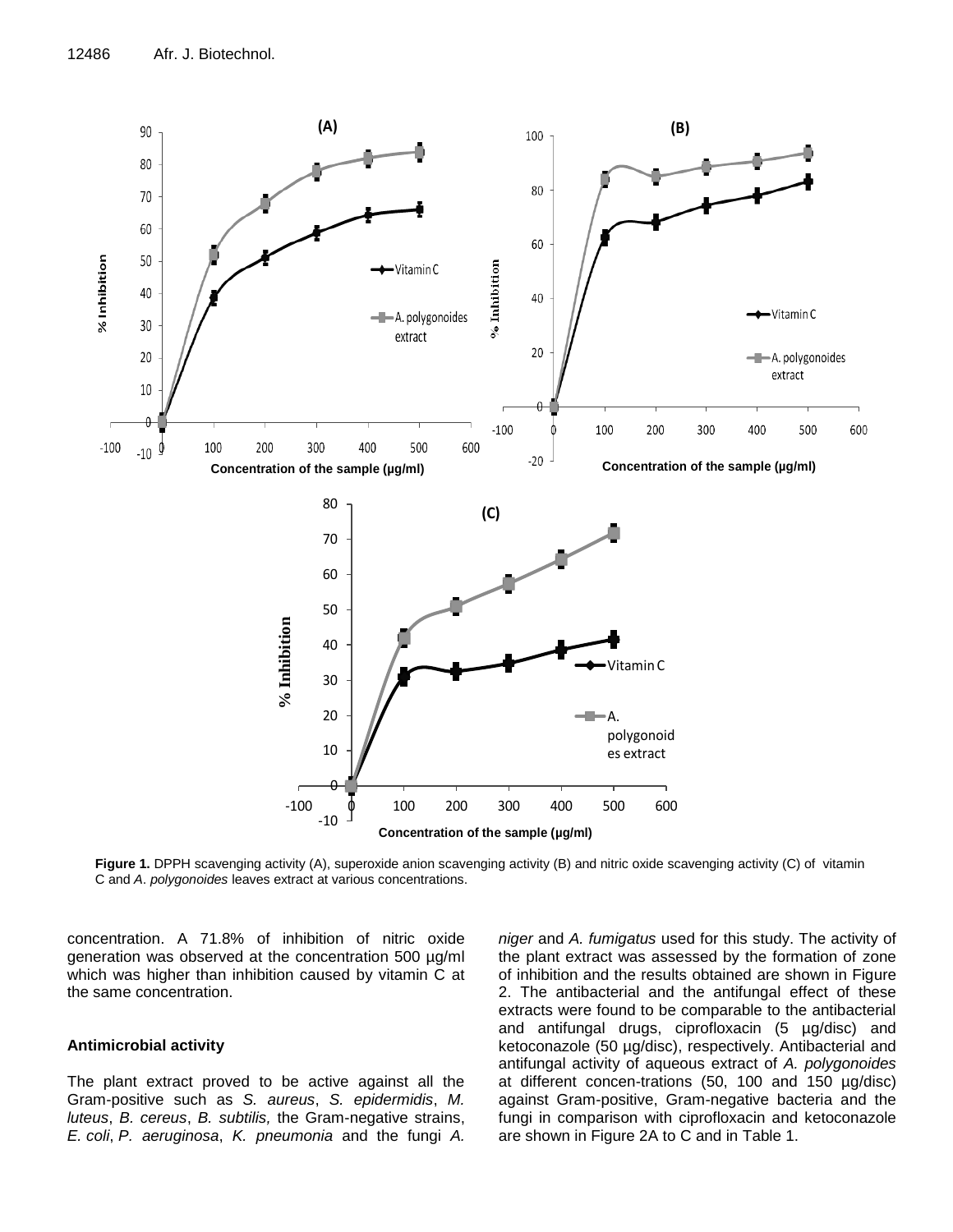**Figure 1.** DPPH scavenging activity (A), superoxide anion scavenging activity (B) and nitric oxide scavenging activity (C) of vitamin C and *A. polygonoides* leaves extract at various concentrations.

concentration. A 71.8% of inhibition of nitric oxide generation was observed at the concentration 500 µg/ml which was higher than inhibition caused by vitamin C at the same concentration.

### Antimicrobial activity

The plant extract proved to be active against all the Gram-positive such as *S. aureus*, *S. epidermidis*, *M. luteus*, *B. cereus*, *B. subtilis,* the Gram-negative strains, *E. coli*, *P. aeruginosa*, *K. pneumonia* and the fungi *A. niger* and *A. fumigatus* used for this study. The activity of the plant extract was assessed by the formation of zone of inhibition and the results obtained are shown in Figure 2. The antibacterial and the antifungal effect of these extracts were found to be comparable to the antibacterial and antifungal drugs, ciprofloxacin (5 µg/disc) and ketoconazole (50 µg/disc), respectively. Antibacterial and antifungal activity of aqueous extract of *A. polygonoides* at different concen-trations (50, 100 and 150 µg/disc) against Gram-positive, Gram-negative bacteria and the fungi in comparison with ciprofloxacin and ketoconazole are shown in Figure 2A to C and in Table 1.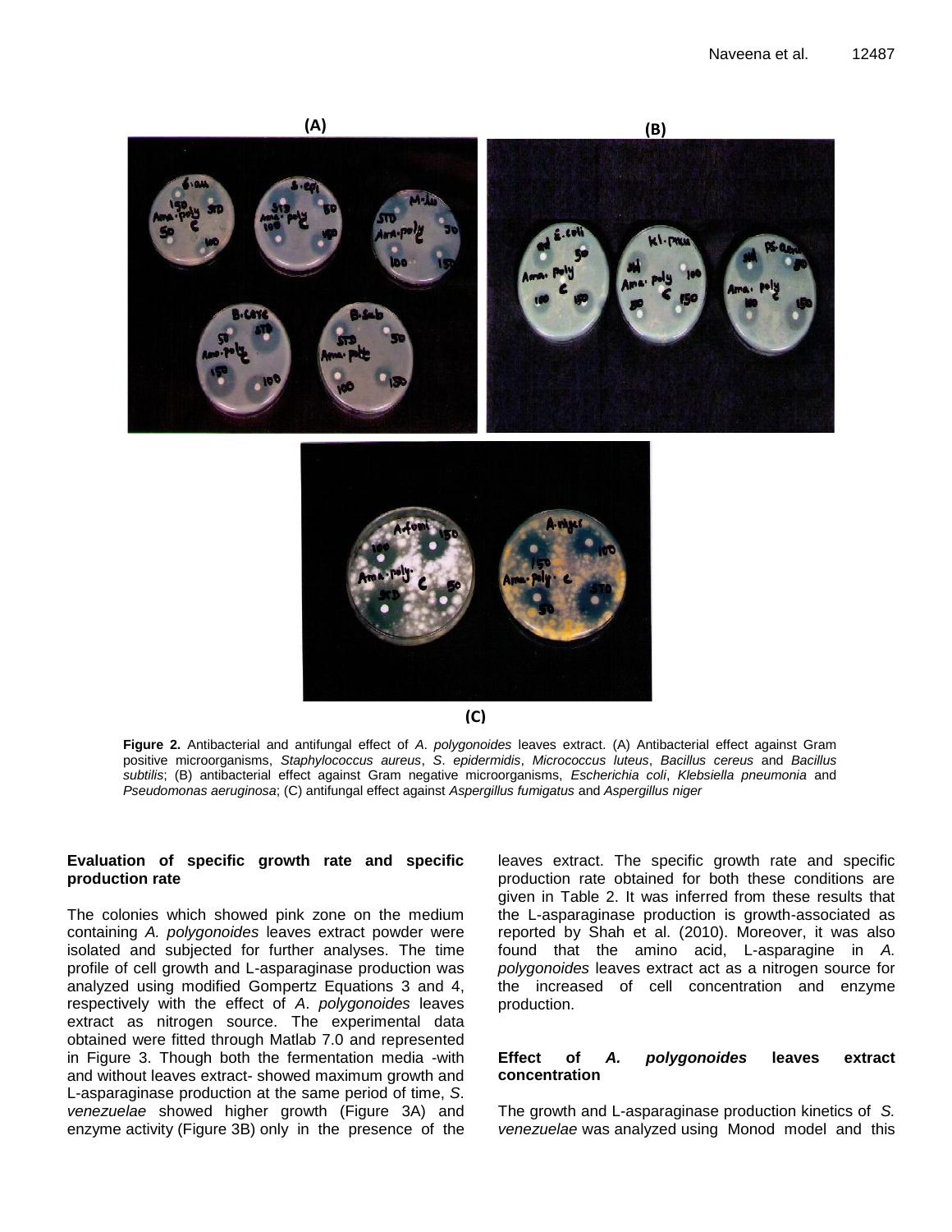**Figure 2.** Antibacterial and antifungal effect of *A. polygonoides* leaves extract. (A) Antibacterial effect against Gram positive microorganisms, *Staphylococcus aureus*, *S. epidermidis*, *Micrococcus luteus*, *Bacillus cereus* and *Bacillus subtilis*; (B) antibacterial effect against Gram negative microorganisms, *Escherichia coli*, *Klebsiella pneumonia* and *Pseudomonas aeruginosa*; (C) antifungal effect against *Aspergillus fumigatus* and *Aspergillus niger*

### Evaluation of specific growth rate and specific production rate

The colonies which showed pink zone on the medium containing *A. polygonoides* leaves extract powder were isolated and subjected for further analyses. The time profile of cell growth and L-asparaginase production was analyzed using modified Gompertz Equations 3 and 4, respectively with the effect of *A. polygonoides* leaves extract as nitrogen source. The experimental data obtained were fitted through Matlab 7.0 and represented in Figure 3. Though both the fermentation media -with and without leaves extract- showed maximum growth and L-asparaginase production at the same period of time, *S. venezuelae* showed higher growth (Figure 3A) and enzyme activity (Figure 3B) only in the presence of the leaves extract. The specific growth rate and specific production rate obtained for both these conditions are given in Table 2. It was inferred from these results that the L-asparaginase production is growth-associated as reported by Shah et al. (2010). Moreover, it was also found that the amino acid, L-asparagine in *A. polygonoides* leaves extract act as a nitrogen source for the increased of cell concentration and enzyme production.

### Effect of *A. polygonoides* leaves extract concentration

The growth and L-asparaginase production kinetics of *S. venezuelae* was analyzed using Monod model and this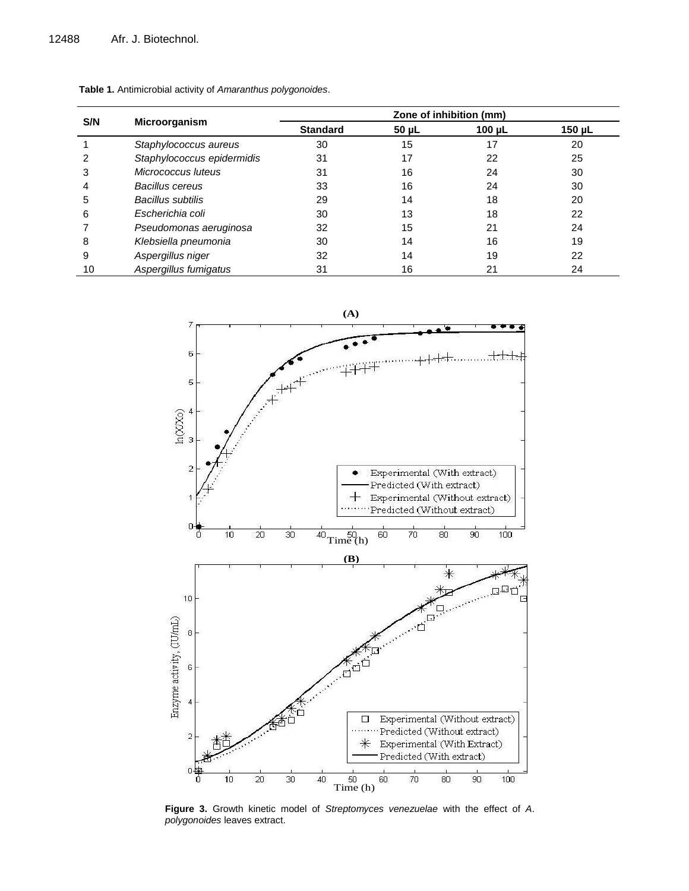**Table 1.** Antimicrobial activity of *Amaranthus polygonoides*.

| S/N | Microorganism | Zone of inhibition (mm) | | | |
|---|---|---|---|---|---|
| | | Standard | 50 µL | 100 µL | 150 µL |
| 1 | *Staphylococcus aureus* | 30 | 15 | 17 | 20 |
| 2 | *Staphylococcus epidermidis* | 31 | 17 | 22 | 25 |
| 3 | *Micrococcus luteus* | 31 | 16 | 24 | 30 |
| 4 | *Bacillus cereus* | 33 | 16 | 24 | 30 |
| 5 | *Bacillus subtilis* | 29 | 14 | 18 | 20 |
| 6 | *Escherichia coli* | 30 | 13 | 18 | 22 |
| 7 | *Pseudomonas aeruginosa* | 32 | 15 | 21 | 24 |
| 8 | *Klebsiella pneumonia* | 30 | 14 | 16 | 19 |
| 9 | *Aspergillus niger* | 32 | 14 | 19 | 22 |
| 10 | *Aspergillus fumigatus* | 31 | 16 | 21 | 24 |

**Figure 3.** Growth kinetic model of *Streptomyces venezuelae* with the effect of *A. polygonoides* leaves extract.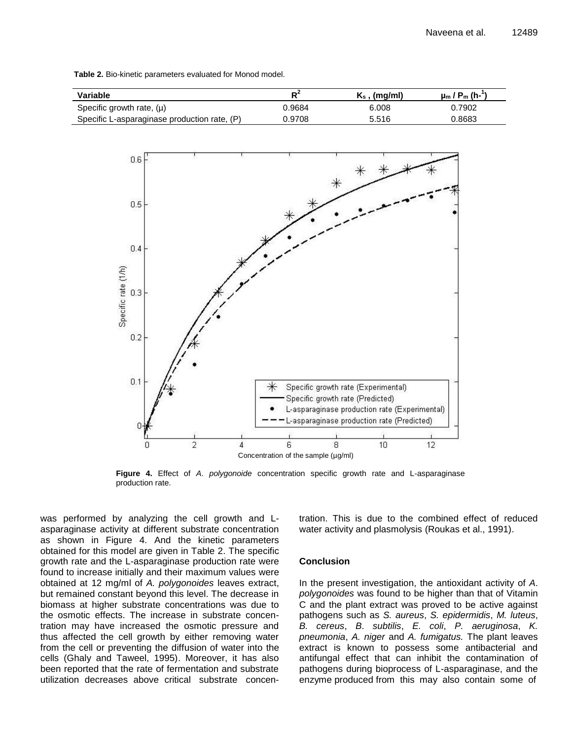**Table 2.** Bio-kinetic parameters evaluated for Monod model.

| Variable | $R^2$ | $K_s$ , (mg/ml) | $\mu_m$ / $P_m$ ($h^{-1}$) |
|---|---|---|---|
| Specific growth rate, (μ) | 0.9684 | 6.008 | 0.7902 |
| Specific L-asparaginase production rate, (P) | 0.9708 | 5.516 | 0.8683 |

**Figure 4.** Effect of *A. polygonoide* concentration specific growth rate and L-asparaginase production rate.

was performed by analyzing the cell growth and L-asparaginase activity at different substrate concentration as shown in Figure 4. And the kinetic parameters obtained for this model are given in Table 2. The specific growth rate and the L-asparaginase production rate were found to increase initially and their maximum values were obtained at 12 mg/ml of *A. polygonoides* leaves extract, but remained constant beyond this level. The decrease in biomass at higher substrate concentrations was due to the osmotic effects. The increase in substrate concentration may have increased the osmotic pressure and thus affected the cell growth by either removing water from the cell or preventing the diffusion of water into the cells (Ghaly and Taweel, 1995). Moreover, it has also been reported that the rate of fermentation and substrate utilization decreases above critical substrate concentration. This is due to the combined effect of reduced water activity and plasmolysis (Roukas et al., 1991).

## Conclusion

In the present investigation, the antioxidant activity of *A. polygonoides* was found to be higher than that of Vitamin C and the plant extract was proved to be active against pathogens such as *S. aureus*, *S. epidermidis*, *M. luteus*, *B. cereus*, *B. subtilis*, *E. coli*, *P. aeruginosa*, *K. pneumonia*, *A. niger* and *A. fumigatus.* The plant leaves extract is known to possess some antibacterial and antifungal effect that can inhibit the contamination of pathogens during bioprocess of L-asparaginase, and the enzyme produced from this may also contain some of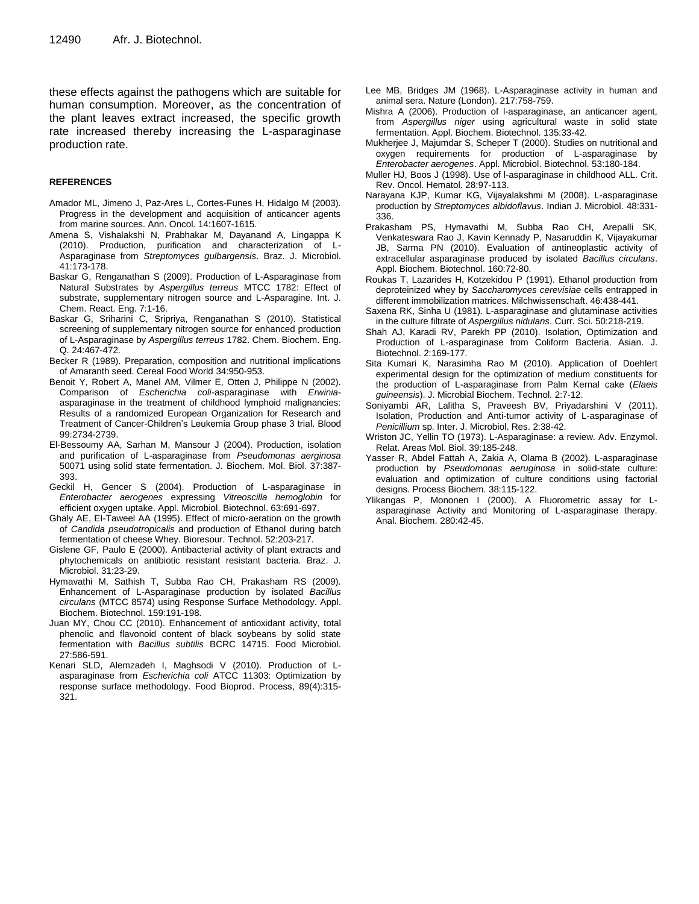these effects against the pathogens which are suitable for human consumption. Moreover, as the concentration of the plant leaves extract increased, the specific growth rate increased thereby increasing the L-asparaginase production rate.

## REFERENCES

Amador ML, Jimeno J, Paz-Ares L, Cortes-Funes H, Hidalgo M (2003). Progress in the development and acquisition of anticancer agents from marine sources. Ann. Oncol. 14:1607-1615.

Amena S, Vishalakshi N, Prabhakar M, Dayanand A, Lingappa K (2010). Production, purification and characterization of L-Asparaginase from *Streptomyces gulbargensis*. Braz. J. Microbiol. 41:173-178.

Baskar G, Renganathan S (2009). Production of L-Asparaginase from Natural Substrates by *Aspergillus terreus* MTCC 1782: Effect of substrate, supplementary nitrogen source and L-Asparagine. Int. J. Chem. React. Eng. 7:1-16.

Baskar G, Sriharini C, Sripriya, Renganathan S (2010). Statistical screening of supplementary nitrogen source for enhanced production of L-Asparaginase by *Aspergillus terreus* 1782. Chem. Biochem. Eng. Q. 24:467-472.

Becker R (1989). Preparation, composition and nutritional implications of Amaranth seed. Cereal Food World 34:950-953.

Benoit Y, Robert A, Manel AM, Vilmer E, Otten J, Philippe N (2002). Comparison of *Escherichia coli*-asparaginase with *Erwinia*-asparaginase in the treatment of childhood lymphoid malignancies: Results of a randomized European Organization for Research and Treatment of Cancer-Children's Leukemia Group phase 3 trial. Blood 99:2734-2739.

El-Bessoumy AA, Sarhan M, Mansour J (2004). Production, isolation and purification of L-asparaginase from *Pseudomonas aerginosa* 50071 using solid state fermentation. J. Biochem. Mol. Biol. 37:387-393.

Geckil H, Gencer S (2004). Production of L-asparaginase in *Enterobacter aerogenes* expressing *Vitreoscilla hemoglobin* for efficient oxygen uptake. Appl. Microbiol. Biotechnol. 63:691-697.

Ghaly AE, El-Taweel AA (1995). Effect of micro-aeration on the growth of *Candida pseudotropicalis* and production of Ethanol during batch fermentation of cheese Whey. Bioresour. Technol. 52:203-217.

Gislene GF, Paulo E (2000). Antibacterial activity of plant extracts and phytochemicals on antibiotic resistant resistant bacteria. Braz. J. Microbiol. 31:23-29.

Hymavathi M, Sathish T, Subba Rao CH, Prakasham RS (2009). Enhancement of L-Asparaginase production by isolated *Bacillus circulans* (MTCC 8574) using Response Surface Methodology. Appl. Biochem. Biotechnol. 159:191-198.

Juan MY, Chou CC (2010). Enhancement of antioxidant activity, total phenolic and flavonoid content of black soybeans by solid state fermentation with *Bacillus subtilis* BCRC 14715. Food Microbiol. 27:586-591.

Kenari SLD, Alemzadeh I, Maghsodi V (2010). Production of L-asparaginase from *Escherichia coli* ATCC 11303: Optimization by response surface methodology. Food Bioprod. Process, 89(4):315-321.

Lee MB, Bridges JM (1968). L-Asparaginase activity in human and animal sera. Nature (London). 217:758-759.

Mishra A (2006). Production of l-asparaginase, an anticancer agent, from *Aspergillus niger* using agricultural waste in solid state fermentation. Appl. Biochem. Biotechnol. 135:33-42.

Mukherjee J, Majumdar S, Scheper T (2000). Studies on nutritional and oxygen requirements for production of L-asparaginase by *Enterobacter aerogenes*. Appl. Microbiol. Biotechnol. 53:180-184.

Muller HJ, Boos J (1998). Use of l-asparaginase in childhood ALL. Crit. Rev. Oncol. Hematol. 28:97-113.

Narayana KJP, Kumar KG, Vijayalakshmi M (2008). L-asparaginase production by *Streptomyces albidoflavus*. Indian J. Microbiol. 48:331-336.

Prakasham PS, Hymavathi M, Subba Rao CH, Arepalli SK, Venkateswara Rao J, Kavin Kennady P, Nasaruddin K, Vijayakumar JB, Sarma PN (2010). Evaluation of antineoplastic activity of extracellular asparaginase produced by isolated *Bacillus circulans*. Appl. Biochem. Biotechnol. 160:72-80.

Roukas T, Lazarides H, Kotzekidou P (1991). Ethanol production from deproteinized whey by *Saccharomyces cerevisiae* cells entrapped in different immobilization matrices. Milchwissenschaft. 46:438-441.

Saxena RK, Sinha U (1981). L-asparaginase and glutaminase activities in the culture filtrate of *Aspergillus nidulans*. Curr. Sci. 50:218-219.

Shah AJ, Karadi RV, Parekh PP (2010). Isolation, Optimization and Production of L-asparaginase from Coliform Bacteria. Asian. J. Biotechnol. 2:169-177.

Sita Kumari K, Narasimha Rao M (2010). Application of Doehlert experimental design for the optimization of medium constituents for the production of L-asparaginase from Palm Kernal cake (*Elaeis guineensis*). J. Microbial Biochem. Technol. 2:7-12.

Soniyambi AR, Lalitha S, Praveesh BV, Priyadarshini V (2011). Isolation, Production and Anti-tumor activity of L-asparaginase of *Penicillium* sp. Inter. J. Microbiol. Res. 2:38-42.

Wriston JC, Yellin TO (1973). L-Asparaginase: a review. Adv. Enzymol. Relat. Areas Mol. Biol. 39:185-248.

Yasser R, Abdel Fattah A, Zakia A, Olama B (2002). L-asparaginase production by *Pseudomonas aeruginosa* in solid-state culture: evaluation and optimization of culture conditions using factorial designs. Process Biochem. 38:115-122.

Ylikangas P, Mononen I (2000). A Fluorometric assay for L-asparaginase Activity and Monitoring of L-asparaginase therapy. Anal. Biochem. 280:42-45.